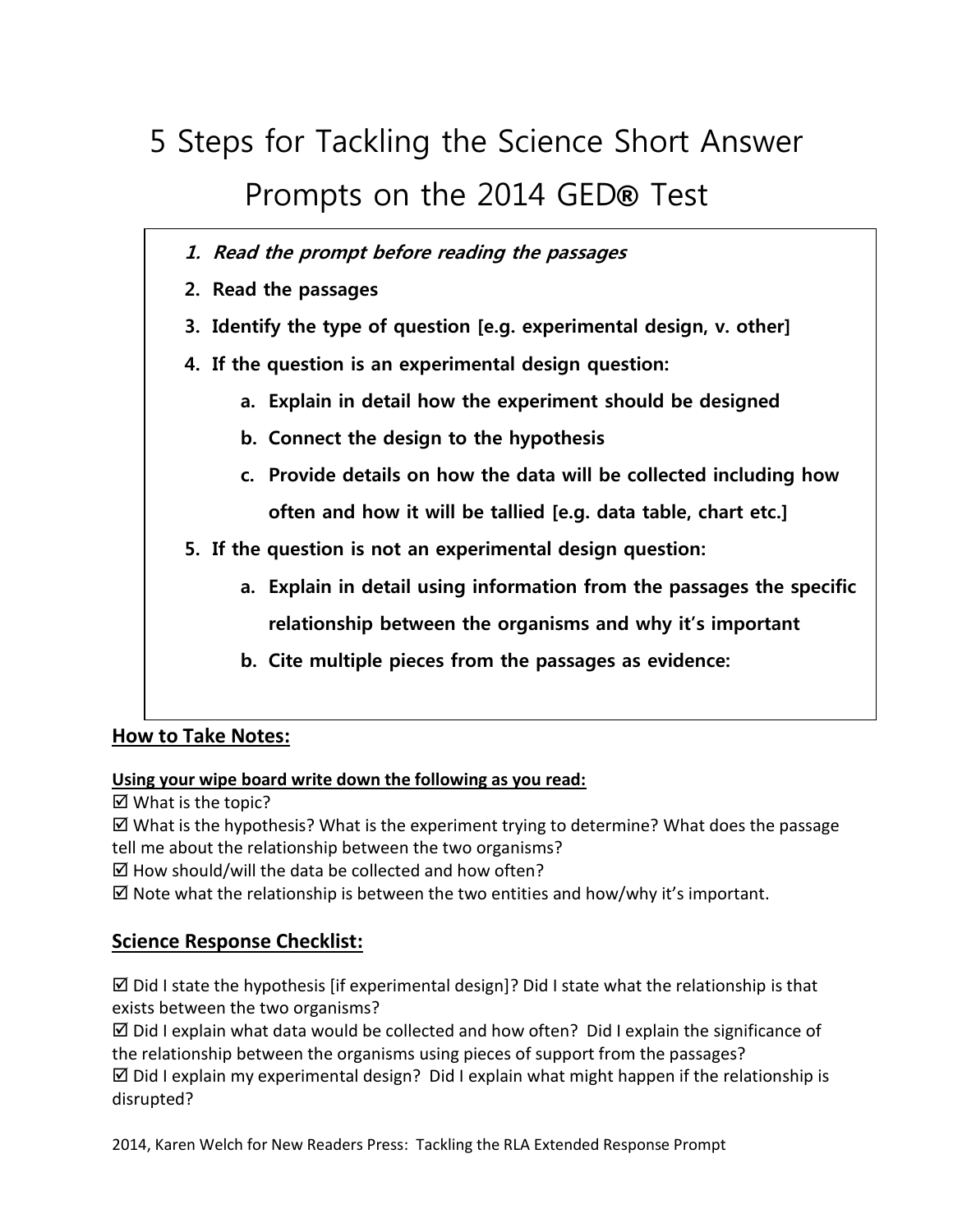# 5 Steps for Tackling the Science Short Answer Prompts on the 2014 GED® Test

1. ***Read the prompt before reading the passages***
2. **Read the passages**
3. **Identify the type of question [e.g. experimental design, v. other]**
4. **If the question is an experimental design question:**
   a. **Explain in detail how the experiment should be designed**
   b. **Connect the design to the hypothesis**
   c. **Provide details on how the data will be collected including how often and how it will be tallied [e.g. data table, chart etc.]**
5. **If the question is not an experimental design question:**
   a. **Explain in detail using information from the passages the specific relationship between the organisms and why it's important**
   b. **Cite multiple pieces from the passages as evidence:**

## How to Take Notes:

**Using your wipe board write down the following as you read:**

☑ What is the topic?

☑ What is the hypothesis? What is the experiment trying to determine? What does the passage tell me about the relationship between the two organisms?

☑ How should/will the data be collected and how often?

☑ Note what the relationship is between the two entities and how/why it's important.

## Science Response Checklist:

☑ Did I state the hypothesis [if experimental design]? Did I state what the relationship is that exists between the two organisms?

☑ Did I explain what data would be collected and how often? Did I explain the significance of the relationship between the organisms using pieces of support from the passages?

☑ Did I explain my experimental design? Did I explain what might happen if the relationship is disrupted?

2014, Karen Welch for New Readers Press: Tackling the RLA Extended Response Prompt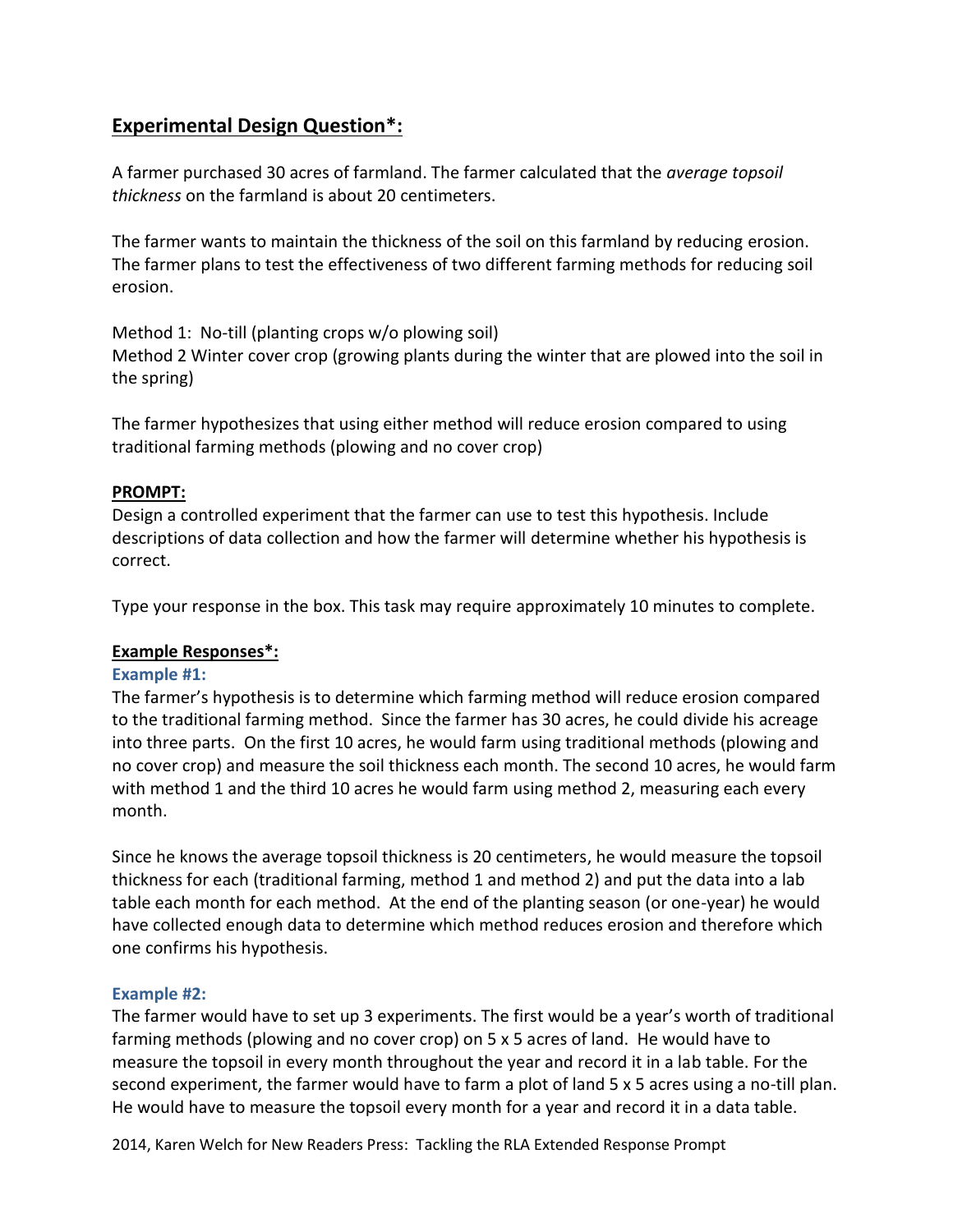## Experimental Design Question*:

A farmer purchased 30 acres of farmland. The farmer calculated that the *average topsoil thickness* on the farmland is about 20 centimeters.

The farmer wants to maintain the thickness of the soil on this farmland by reducing erosion. The farmer plans to test the effectiveness of two different farming methods for reducing soil erosion.

Method 1: No-till (planting crops w/o plowing soil)
Method 2 Winter cover crop (growing plants during the winter that are plowed into the soil in the spring)

The farmer hypothesizes that using either method will reduce erosion compared to using traditional farming methods (plowing and no cover crop)

**PROMPT:**
Design a controlled experiment that the farmer can use to test this hypothesis. Include descriptions of data collection and how the farmer will determine whether his hypothesis is correct.

Type your response in the box. This task may require approximately 10 minutes to complete.

**Example Responses*:**

**Example #1:**
The farmer's hypothesis is to determine which farming method will reduce erosion compared to the traditional farming method. Since the farmer has 30 acres, he could divide his acreage into three parts. On the first 10 acres, he would farm using traditional methods (plowing and no cover crop) and measure the soil thickness each month. The second 10 acres, he would farm with method 1 and the third 10 acres he would farm using method 2, measuring each every month.

Since he knows the average topsoil thickness is 20 centimeters, he would measure the topsoil thickness for each (traditional farming, method 1 and method 2) and put the data into a lab table each month for each method. At the end of the planting season (or one-year) he would have collected enough data to determine which method reduces erosion and therefore which one confirms his hypothesis.

**Example #2:**
The farmer would have to set up 3 experiments. The first would be a year's worth of traditional farming methods (plowing and no cover crop) on 5 x 5 acres of land. He would have to measure the topsoil in every month throughout the year and record it in a lab table. For the second experiment, the farmer would have to farm a plot of land 5 x 5 acres using a no-till plan. He would have to measure the topsoil every month for a year and record it in a data table.

2014, Karen Welch for New Readers Press: Tackling the RLA Extended Response Prompt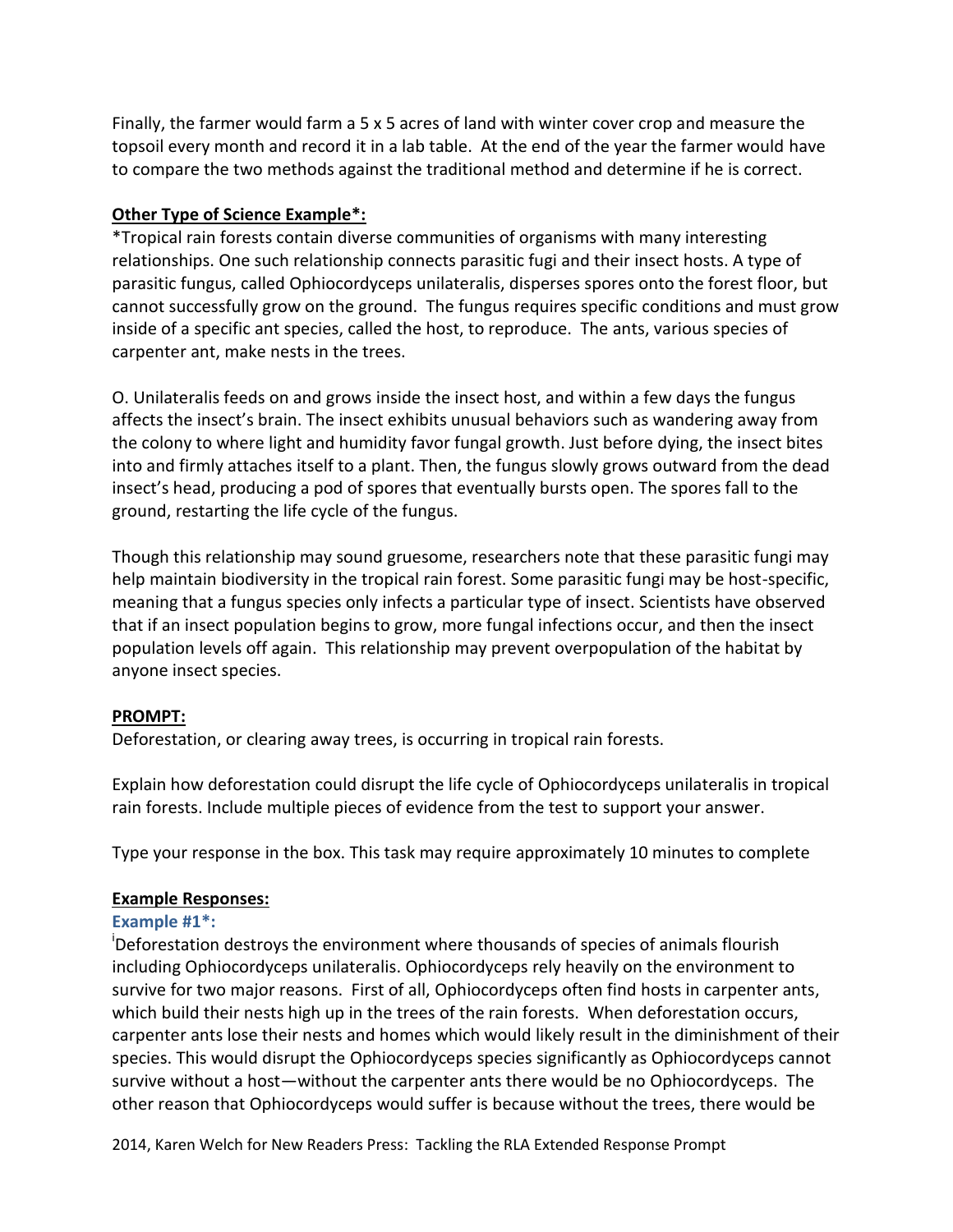Finally, the farmer would farm a 5 x 5 acres of land with winter cover crop and measure the topsoil every month and record it in a lab table. At the end of the year the farmer would have to compare the two methods against the traditional method and determine if he is correct.

**Other Type of Science Example*:**

*Tropical rain forests contain diverse communities of organisms with many interesting relationships. One such relationship connects parasitic fugi and their insect hosts. A type of parasitic fungus, called Ophiocordyceps unilateralis, disperses spores onto the forest floor, but cannot successfully grow on the ground. The fungus requires specific conditions and must grow inside of a specific ant species, called the host, to reproduce. The ants, various species of carpenter ant, make nests in the trees.

O. Unilateralis feeds on and grows inside the insect host, and within a few days the fungus affects the insect's brain. The insect exhibits unusual behaviors such as wandering away from the colony to where light and humidity favor fungal growth. Just before dying, the insect bites into and firmly attaches itself to a plant. Then, the fungus slowly grows outward from the dead insect's head, producing a pod of spores that eventually bursts open. The spores fall to the ground, restarting the life cycle of the fungus.

Though this relationship may sound gruesome, researchers note that these parasitic fungi may help maintain biodiversity in the tropical rain forest. Some parasitic fungi may be host-specific, meaning that a fungus species only infects a particular type of insect. Scientists have observed that if an insect population begins to grow, more fungal infections occur, and then the insect population levels off again. This relationship may prevent overpopulation of the habitat by anyone insect species.

**PROMPT:**

Deforestation, or clearing away trees, is occurring in tropical rain forests.

Explain how deforestation could disrupt the life cycle of Ophiocordyceps unilateralis in tropical rain forests. Include multiple pieces of evidence from the test to support your answer.

Type your response in the box. This task may require approximately 10 minutes to complete

**Example Responses:**

**Example #1*:**

[i]Deforestation destroys the environment where thousands of species of animals flourish including Ophiocordyceps unilateralis. Ophiocordyceps rely heavily on the environment to survive for two major reasons. First of all, Ophiocordyceps often find hosts in carpenter ants, which build their nests high up in the trees of the rain forests. When deforestation occurs, carpenter ants lose their nests and homes which would likely result in the diminishment of their species. This would disrupt the Ophiocordyceps species significantly as Ophiocordyceps cannot survive without a host—without the carpenter ants there would be no Ophiocordyceps. The other reason that Ophiocordyceps would suffer is because without the trees, there would be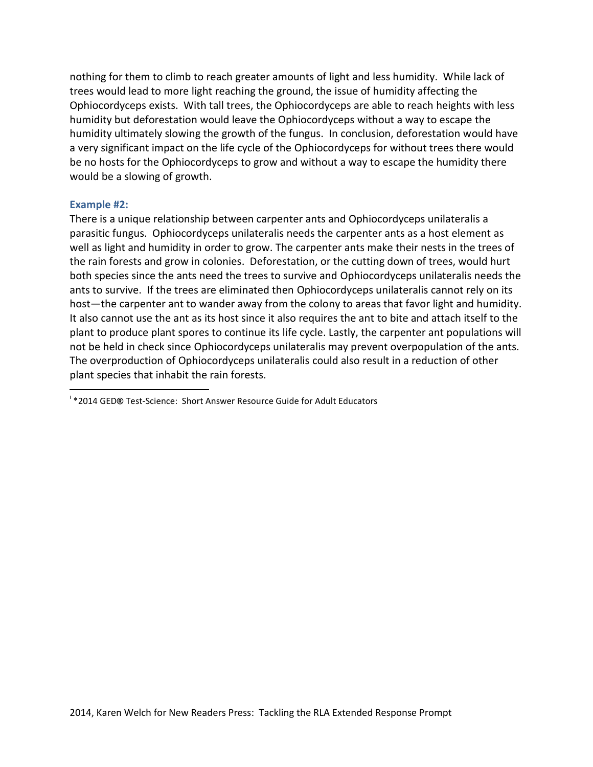nothing for them to climb to reach greater amounts of light and less humidity. While lack of trees would lead to more light reaching the ground, the issue of humidity affecting the Ophiocordyceps exists. With tall trees, the Ophiocordyceps are able to reach heights with less humidity but deforestation would leave the Ophiocordyceps without a way to escape the humidity ultimately slowing the growth of the fungus. In conclusion, deforestation would have a very significant impact on the life cycle of the Ophiocordyceps for without trees there would be no hosts for the Ophiocordyceps to grow and without a way to escape the humidity there would be a slowing of growth.

### Example #2:

There is a unique relationship between carpenter ants and Ophiocordyceps unilateralis a parasitic fungus. Ophiocordyceps unilateralis needs the carpenter ants as a host element as well as light and humidity in order to grow. The carpenter ants make their nests in the trees of the rain forests and grow in colonies. Deforestation, or the cutting down of trees, would hurt both species since the ants need the trees to survive and Ophiocordyceps unilateralis needs the ants to survive. If the trees are eliminated then Ophiocordyceps unilateralis cannot rely on its host—the carpenter ant to wander away from the colony to areas that favor light and humidity. It also cannot use the ant as its host since it also requires the ant to bite and attach itself to the plant to produce plant spores to continue its life cycle. Lastly, the carpenter ant populations will not be held in check since Ophiocordyceps unilateralis may prevent overpopulation of the ants. The overproduction of Ophiocordyceps unilateralis could also result in a reduction of other plant species that inhabit the rain forests.

---

[i] *2014 GED® Test-Science: Short Answer Resource Guide for Adult Educators